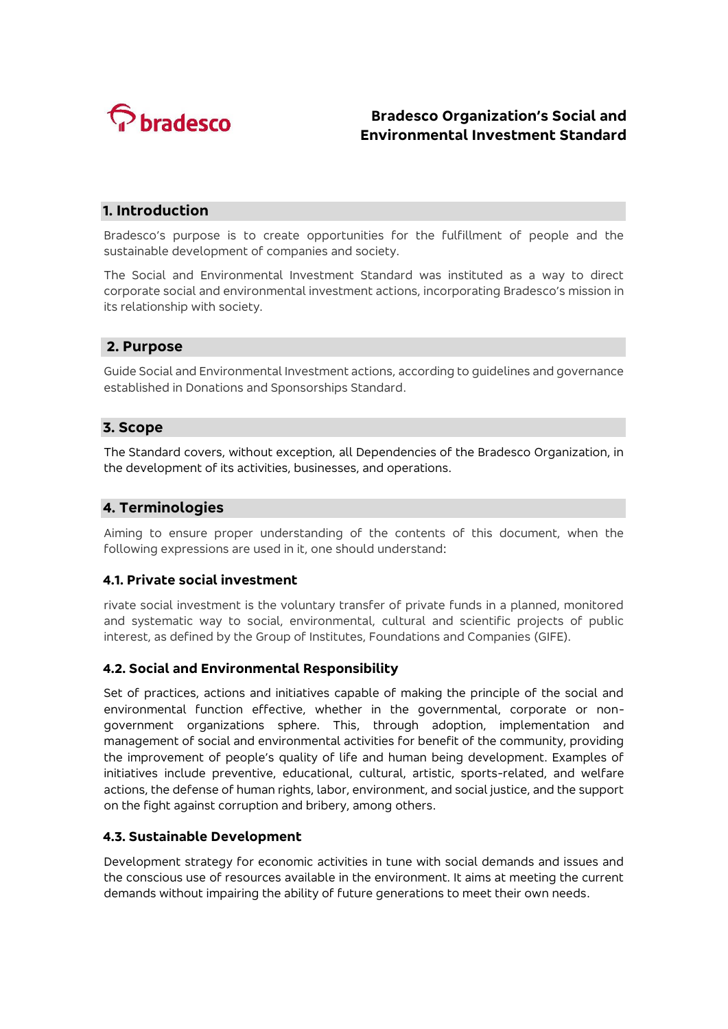bradesco

# Bradesco Organization's Social and Environmental Investment Standard

## 1. Introduction

Bradesco's purpose is to create opportunities for the fulfillment of people and the sustainable development of companies and society.

The Social and Environmental Investment Standard was instituted as a way to direct corporate social and environmental investment actions, incorporating Bradesco's mission in its relationship with society.

## 2. Purpose

Guide Social and Environmental Investment actions, according to guidelines and governance established in Donations and Sponsorships Standard.

## 3. Scope

The Standard covers, without exception, all Dependencies of the Bradesco Organization, in the development of its activities, businesses, and operations.

## 4. Terminologies

Aiming to ensure proper understanding of the contents of this document, when the following expressions are used in it, one should understand:

### 4.1. Private social investment

rivate social investment is the voluntary transfer of private funds in a planned, monitored and systematic way to social, environmental, cultural and scientific projects of public interest, as defined by the Group of Institutes, Foundations and Companies (GIFE).

### 4.2. Social and Environmental Responsibility

Set of practices, actions and initiatives capable of making the principle of the social and environmental function effective, whether in the governmental, corporate or non-government organizations sphere. This, through adoption, implementation and management of social and environmental activities for benefit of the community, providing the improvement of people's quality of life and human being development. Examples of initiatives include preventive, educational, cultural, artistic, sports-related, and welfare actions, the defense of human rights, labor, environment, and social justice, and the support on the fight against corruption and bribery, among others.

### 4.3. Sustainable Development

Development strategy for economic activities in tune with social demands and issues and the conscious use of resources available in the environment. It aims at meeting the current demands without impairing the ability of future generations to meet their own needs.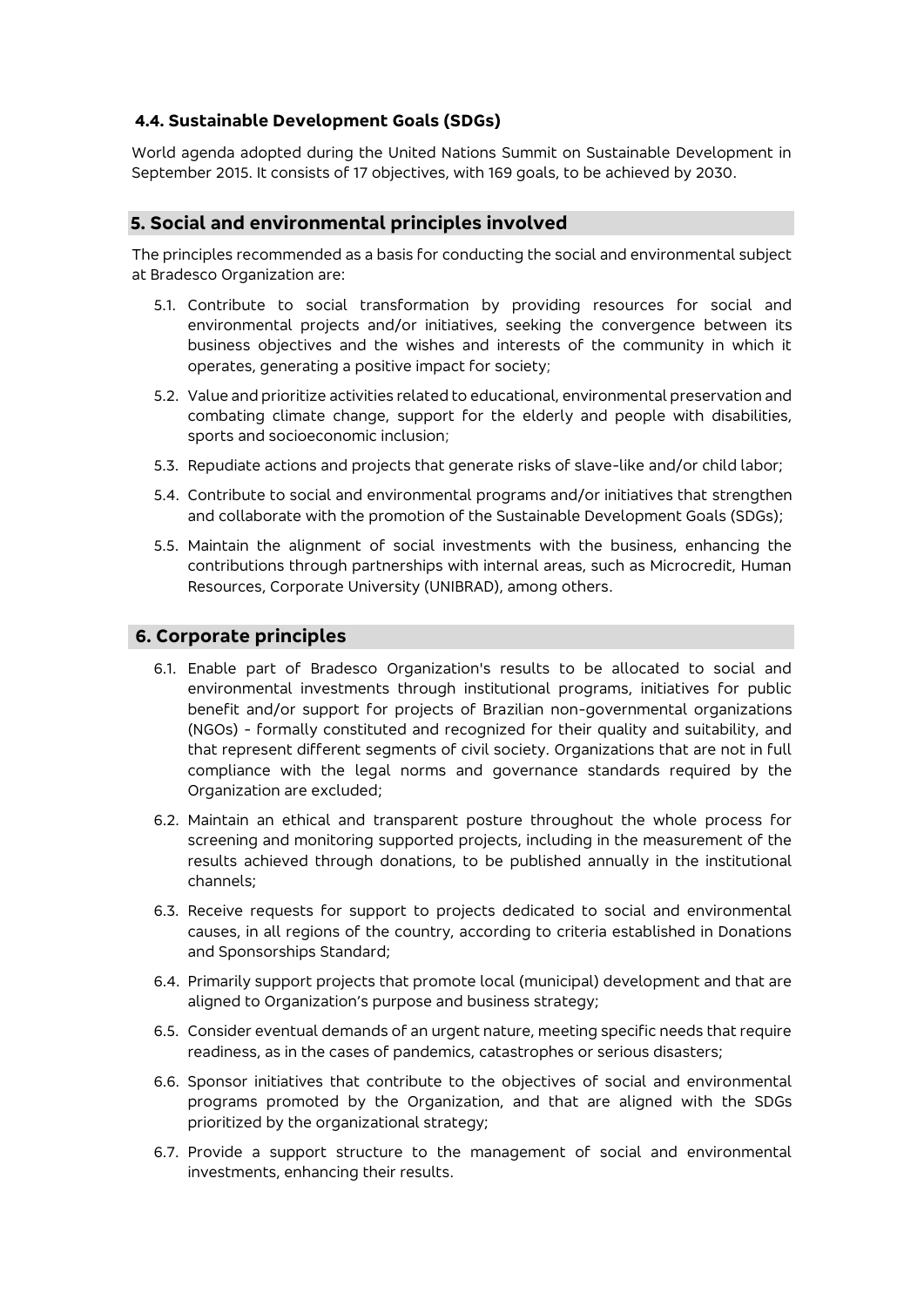### 4.4. Sustainable Development Goals (SDGs)

World agenda adopted during the United Nations Summit on Sustainable Development in September 2015. It consists of 17 objectives, with 169 goals, to be achieved by 2030.

## 5. Social and environmental principles involved

The principles recommended as a basis for conducting the social and environmental subject at Bradesco Organization are:

5.1. Contribute to social transformation by providing resources for social and environmental projects and/or initiatives, seeking the convergence between its business objectives and the wishes and interests of the community in which it operates, generating a positive impact for society;

5.2. Value and prioritize activities related to educational, environmental preservation and combating climate change, support for the elderly and people with disabilities, sports and socioeconomic inclusion;

5.3. Repudiate actions and projects that generate risks of slave-like and/or child labor;

5.4. Contribute to social and environmental programs and/or initiatives that strengthen and collaborate with the promotion of the Sustainable Development Goals (SDGs);

5.5. Maintain the alignment of social investments with the business, enhancing the contributions through partnerships with internal areas, such as Microcredit, Human Resources, Corporate University (UNIBRAD), among others.

## 6. Corporate principles

6.1. Enable part of Bradesco Organization's results to be allocated to social and environmental investments through institutional programs, initiatives for public benefit and/or support for projects of Brazilian non-governmental organizations (NGOs) - formally constituted and recognized for their quality and suitability, and that represent different segments of civil society. Organizations that are not in full compliance with the legal norms and governance standards required by the Organization are excluded;

6.2. Maintain an ethical and transparent posture throughout the whole process for screening and monitoring supported projects, including in the measurement of the results achieved through donations, to be published annually in the institutional channels;

6.3. Receive requests for support to projects dedicated to social and environmental causes, in all regions of the country, according to criteria established in Donations and Sponsorships Standard;

6.4. Primarily support projects that promote local (municipal) development and that are aligned to Organization's purpose and business strategy;

6.5. Consider eventual demands of an urgent nature, meeting specific needs that require readiness, as in the cases of pandemics, catastrophes or serious disasters;

6.6. Sponsor initiatives that contribute to the objectives of social and environmental programs promoted by the Organization, and that are aligned with the SDGs prioritized by the organizational strategy;

6.7. Provide a support structure to the management of social and environmental investments, enhancing their results.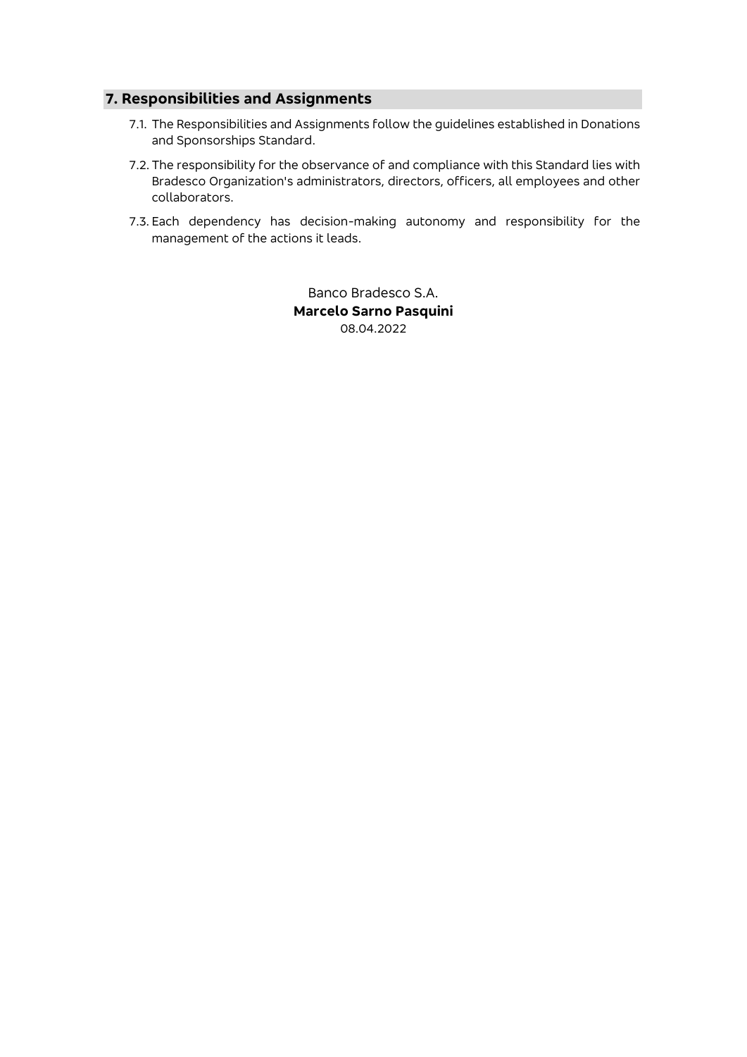## 7. Responsibilities and Assignments

7.1. The Responsibilities and Assignments follow the guidelines established in Donations and Sponsorships Standard.

7.2. The responsibility for the observance of and compliance with this Standard lies with Bradesco Organization's administrators, directors, officers, all employees and other collaborators.

7.3. Each dependency has decision-making autonomy and responsibility for the management of the actions it leads.

Banco Bradesco S.A.
**Marcelo Sarno Pasquini**
08.04.2022